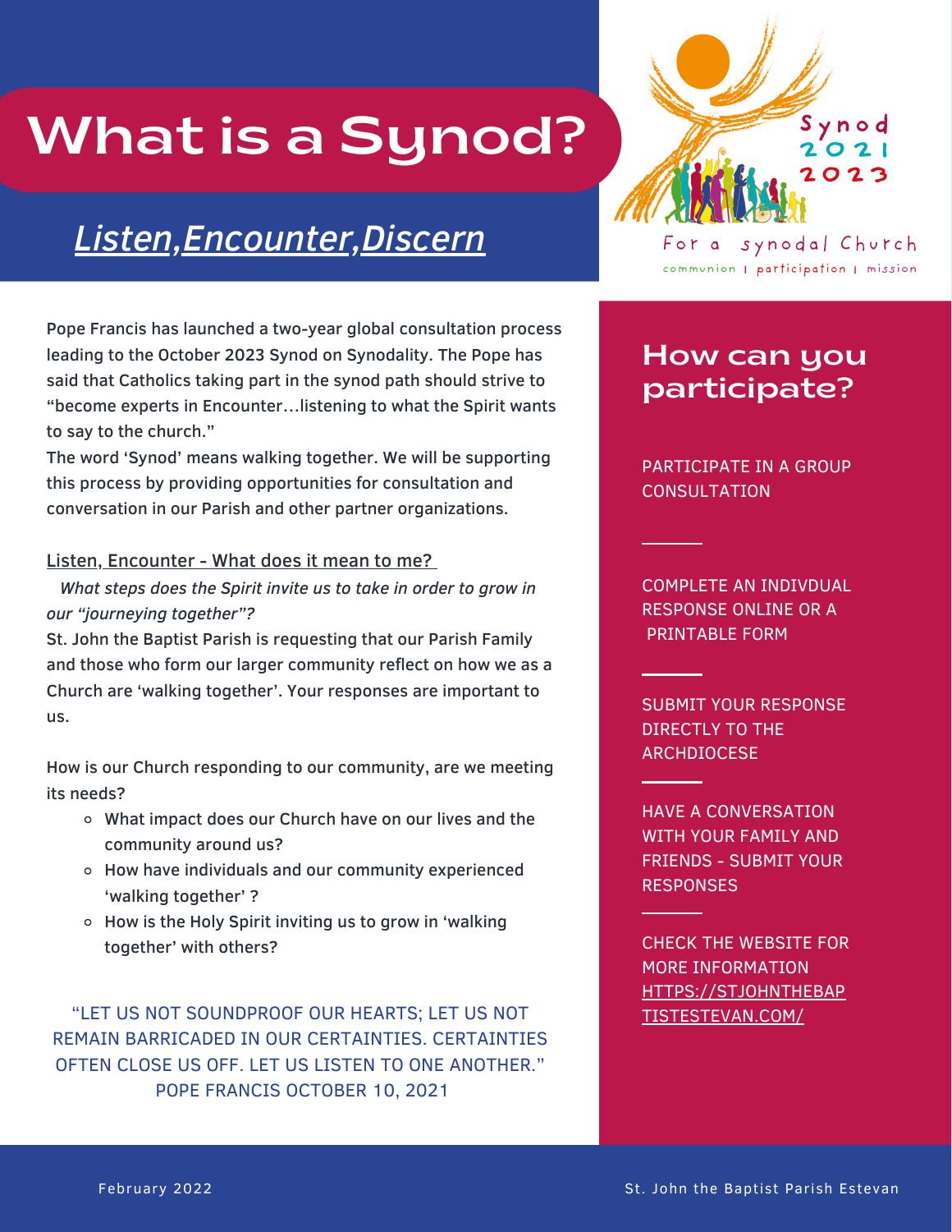# What is a Synod?

## *Listen,Encounter,Discern*

Synod 2021 2023

For a synodal Church

communion | participation | mission

Pope Francis has launched a two-year global consultation process leading to the October 2023 Synod on Synodality. The Pope has said that Catholics taking part in the synod path should strive to "become experts in Encounter…listening to what the Spirit wants to say to the church."

The word 'Synod' means walking together. We will be supporting this process by providing opportunities for consultation and conversation in our Parish and other partner organizations.

Listen, Encounter - What does it mean to me?

*What steps does the Spirit invite us to take in order to grow in our "journeying together"?*

St. John the Baptist Parish is requesting that our Parish Family and those who form our larger community reflect on how we as a Church are 'walking together'. Your responses are important to us.

How is our Church responding to our community, are we meeting its needs?

- What impact does our Church have on our lives and the community around us?
- How have individuals and our community experienced 'walking together' ?
- How is the Holy Spirit inviting us to grow in 'walking together' with others?

"LET US NOT SOUNDPROOF OUR HEARTS; LET US NOT REMAIN BARRICADED IN OUR CERTAINTIES. CERTAINTIES OFTEN CLOSE US OFF. LET US LISTEN TO ONE ANOTHER."
POPE FRANCIS OCTOBER 10, 2021

## How can you participate?

PARTICIPATE IN A GROUP CONSULTATION

COMPLETE AN INDIVDUAL RESPONSE ONLINE OR A PRINTABLE FORM

SUBMIT YOUR RESPONSE DIRECTLY TO THE ARCHDIOCESE

HAVE A CONVERSATION WITH YOUR FAMILY AND FRIENDS - SUBMIT YOUR RESPONSES

CHECK THE WEBSITE FOR MORE INFORMATION HTTPS://STJOHNTHEBAPTISTESTEVAN.COM/

February 2022

St. John the Baptist Parish Estevan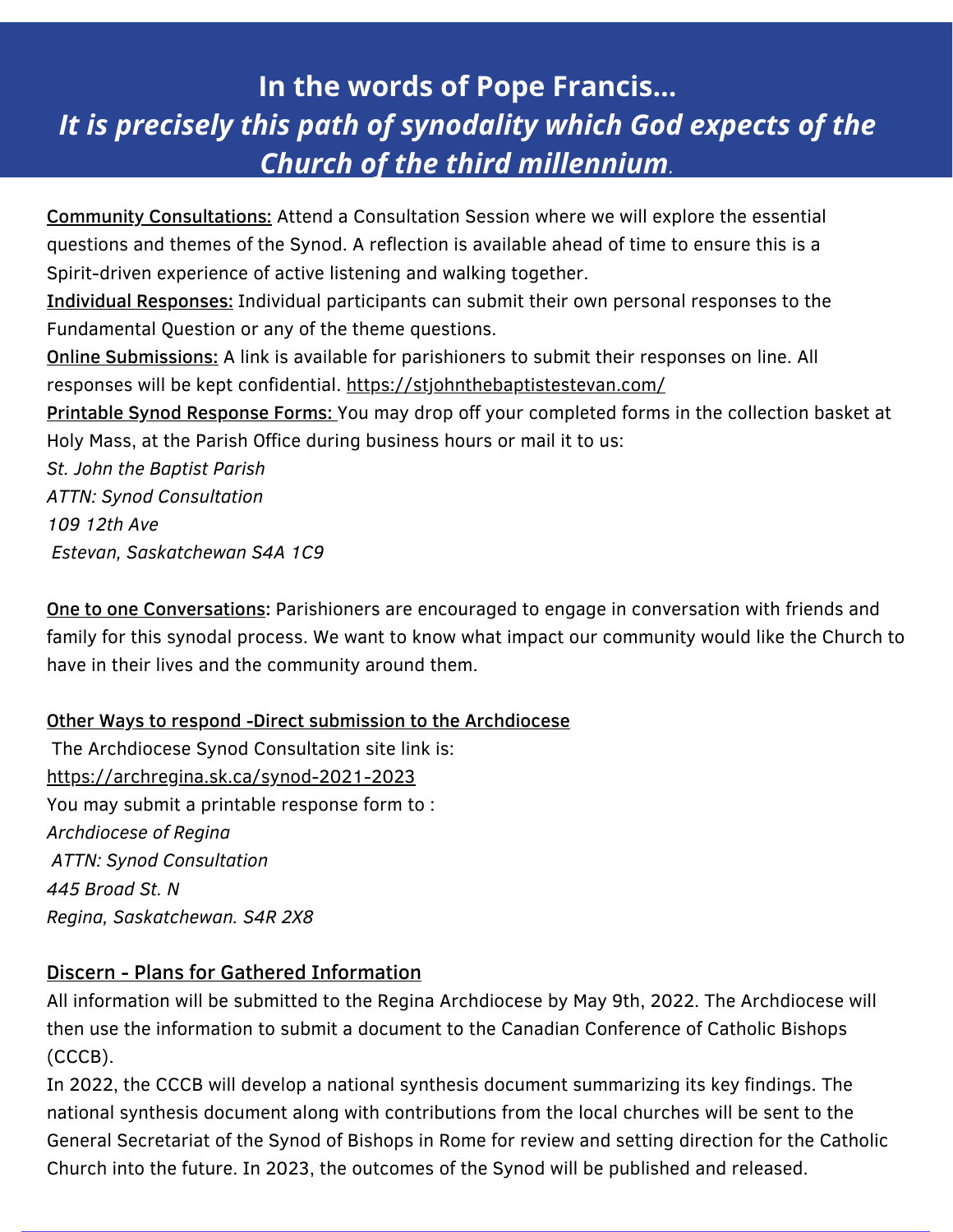## In the words of Pope Francis...
## *It is precisely this path of synodality which God expects of the Church of the third millennium*.

**Community Consultations:** Attend a Consultation Session where we will explore the essential questions and themes of the Synod. A reflection is available ahead of time to ensure this is a Spirit-driven experience of active listening and walking together.

**Individual Responses:** Individual participants can submit their own personal responses to the Fundamental Question or any of the theme questions.

**Online Submissions:** A link is available for parishioners to submit their responses on line. All responses will be kept confidential. https://stjohnthebaptistestevan.com/

**Printable Synod Response Forms:** You may drop off your completed forms in the collection basket at Holy Mass, at the Parish Office during business hours or mail it to us:

*St. John the Baptist Parish*
*ATTN: Synod Consultation*
*109 12th Ave*
*Estevan, Saskatchewan S4A 1C9*

**One to one Conversations:** Parishioners are encouraged to engage in conversation with friends and family for this synodal process. We want to know what impact our community would like the Church to have in their lives and the community around them.

**Other Ways to respond -Direct submission to the Archdiocese**

The Archdiocese Synod Consultation site link is:
https://archregina.sk.ca/synod-2021-2023

You may submit a printable response form to :

*Archdiocese of Regina*
*ATTN: Synod Consultation*
*445 Broad St. N*
*Regina, Saskatchewan. S4R 2X8*

### Discern - Plans for Gathered Information

All information will be submitted to the Regina Archdiocese by May 9th, 2022. The Archdiocese will then use the information to submit a document to the Canadian Conference of Catholic Bishops (CCCB).

In 2022, the CCCB will develop a national synthesis document summarizing its key findings. The national synthesis document along with contributions from the local churches will be sent to the General Secretariat of the Synod of Bishops in Rome for review and setting direction for the Catholic Church into the future. In 2023, the outcomes of the Synod will be published and released.